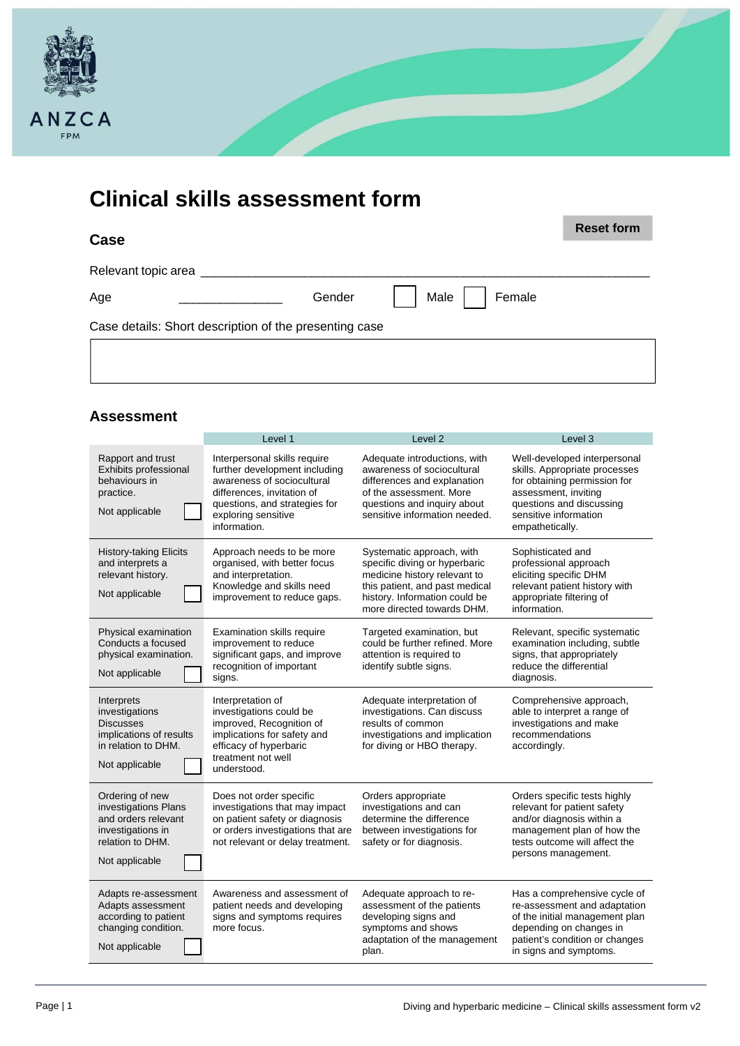ANZCA

FPM

# Clinical skills assessment form

Reset form

## Case

Relevant topic area ___________________________________________________________

Age ______________ Gender ☐ Male ☐ Female

Case details: Short description of the presenting case

| |
|---|
| |

## Assessment

| | Level 1 | Level 2 | Level 3 |
|---|---|---|---|
| Rapport and trust Exhibits professional behaviours in practice. Not applicable ☐ | Interpersonal skills require further development including awareness of sociocultural differences, invitation of questions, and strategies for exploring sensitive information. | Adequate introductions, with awareness of sociocultural differences and explanation of the assessment. More questions and inquiry about sensitive information needed. | Well-developed interpersonal skills. Appropriate processes for obtaining permission for assessment, inviting questions and discussing sensitive information empathetically. |
| History-taking Elicits and interprets a relevant history. Not applicable ☐ | Approach needs to be more organised, with better focus and interpretation. Knowledge and skills need improvement to reduce gaps. | Systematic approach, with specific diving or hyperbaric medicine history relevant to this patient, and past medical history. Information could be more directed towards DHM. | Sophisticated and professional approach eliciting specific DHM relevant patient history with appropriate filtering of information. |
| Physical examination Conducts a focused physical examination. Not applicable ☐ | Examination skills require improvement to reduce significant gaps, and improve recognition of important signs. | Targeted examination, but could be further refined. More attention is required to identify subtle signs. | Relevant, specific systematic examination including, subtle signs, that appropriately reduce the differential diagnosis. |
| Interprets investigations Discusses implications of results in relation to DHM. Not applicable ☐ | Interpretation of investigations could be improved, Recognition of implications for safety and efficacy of hyperbaric treatment not well understood. | Adequate interpretation of investigations. Can discuss results of common investigations and implication for diving or HBO therapy. | Comprehensive approach, able to interpret a range of investigations and make recommendations accordingly. |
| Ordering of new investigations Plans and orders relevant investigations in relation to DHM. Not applicable ☐ | Does not order specific investigations that may impact on patient safety or diagnosis or orders investigations that are not relevant or delay treatment. | Orders appropriate investigations and can determine the difference between investigations for safety or for diagnosis. | Orders specific tests highly relevant for patient safety and/or diagnosis within a management plan of how the tests outcome will affect the persons management. |
| Adapts re-assessment Adapts assessment according to patient changing condition. Not applicable ☐ | Awareness and assessment of patient needs and developing signs and symptoms requires more focus. | Adequate approach to re-assessment of the patients developing signs and symptoms and shows adaptation of the management plan. | Has a comprehensive cycle of re-assessment and adaptation of the initial management plan depending on changes in patient's condition or changes in signs and symptoms. |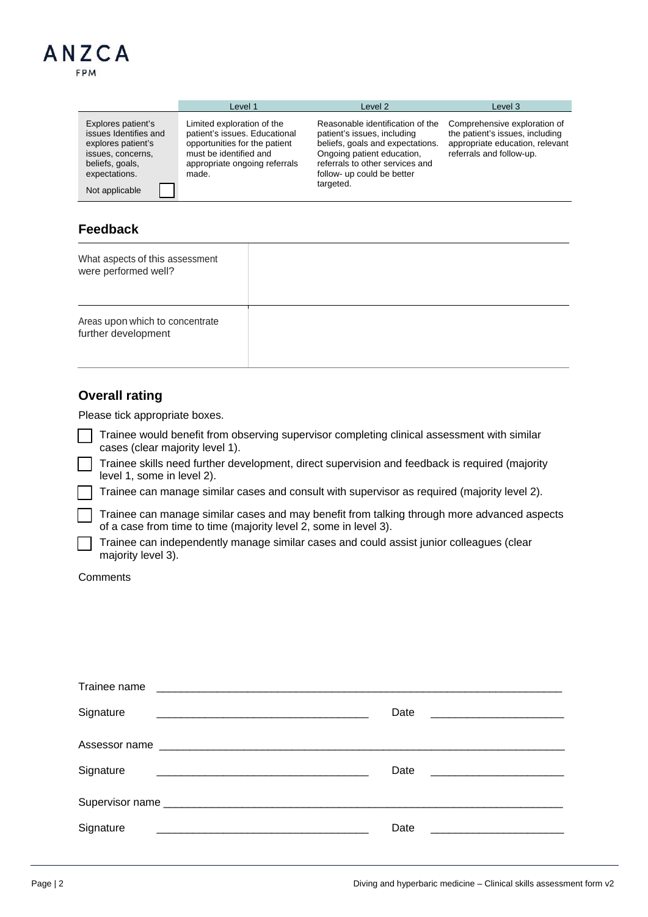| | Level 1 | Level 2 | Level 3 |
|---|---|---|---|
| Explores patient's issues Identifies and explores patient's issues, concerns, beliefs, goals, expectations.<br>Not applicable ☐ | Limited exploration of the patient's issues. Educational opportunities for the patient must be identified and appropriate ongoing referrals made. | Reasonable identification of the patient's issues, including beliefs, goals and expectations. Ongoing patient education, referrals to other services and follow- up could be better targeted. | Comprehensive exploration of the patient's issues, including appropriate education, relevant referrals and follow-up. |

## Feedback

| | |
|---|---|
| What aspects of this assessment were performed well? | |
| Areas upon which to concentrate further development | |

## Overall rating

Please tick appropriate boxes.

- ☐ Trainee would benefit from observing supervisor completing clinical assessment with similar cases (clear majority level 1).
- ☐ Trainee skills need further development, direct supervision and feedback is required (majority level 1, some in level 2).
- ☐ Trainee can manage similar cases and consult with supervisor as required (majority level 2).
- ☐ Trainee can manage similar cases and may benefit from talking through more advanced aspects of a case from time to time (majority level 2, some in level 3).
- ☐ Trainee can independently manage similar cases and could assist junior colleagues (clear majority level 3).

Comments

Trainee name ____________________

Signature ____________________ Date ____________________

Assessor name ____________________

Signature ____________________ Date ____________________

Supervisor name ____________________

Signature ____________________ Date ____________________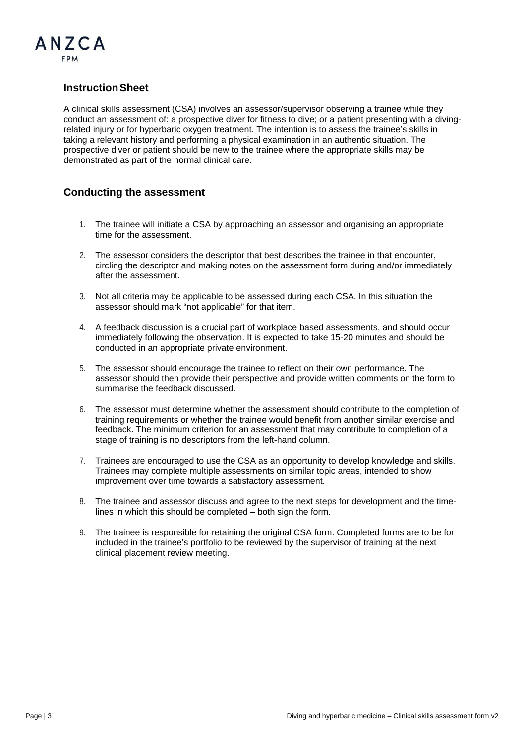## Instruction Sheet

A clinical skills assessment (CSA) involves an assessor/supervisor observing a trainee while they conduct an assessment of: a prospective diver for fitness to dive; or a patient presenting with a diving-related injury or for hyperbaric oxygen treatment. The intention is to assess the trainee's skills in taking a relevant history and performing a physical examination in an authentic situation. The prospective diver or patient should be new to the trainee where the appropriate skills may be demonstrated as part of the normal clinical care.

## Conducting the assessment

1. The trainee will initiate a CSA by approaching an assessor and organising an appropriate time for the assessment.
2. The assessor considers the descriptor that best describes the trainee in that encounter, circling the descriptor and making notes on the assessment form during and/or immediately after the assessment.
3. Not all criteria may be applicable to be assessed during each CSA. In this situation the assessor should mark "not applicable" for that item.
4. A feedback discussion is a crucial part of workplace based assessments, and should occur immediately following the observation. It is expected to take 15-20 minutes and should be conducted in an appropriate private environment.
5. The assessor should encourage the trainee to reflect on their own performance. The assessor should then provide their perspective and provide written comments on the form to summarise the feedback discussed.
6. The assessor must determine whether the assessment should contribute to the completion of training requirements or whether the trainee would benefit from another similar exercise and feedback. The minimum criterion for an assessment that may contribute to completion of a stage of training is no descriptors from the left-hand column.
7. Trainees are encouraged to use the CSA as an opportunity to develop knowledge and skills. Trainees may complete multiple assessments on similar topic areas, intended to show improvement over time towards a satisfactory assessment.
8. The trainee and assessor discuss and agree to the next steps for development and the time-lines in which this should be completed – both sign the form.
9. The trainee is responsible for retaining the original CSA form. Completed forms are to be for included in the trainee's portfolio to be reviewed by the supervisor of training at the next clinical placement review meeting.